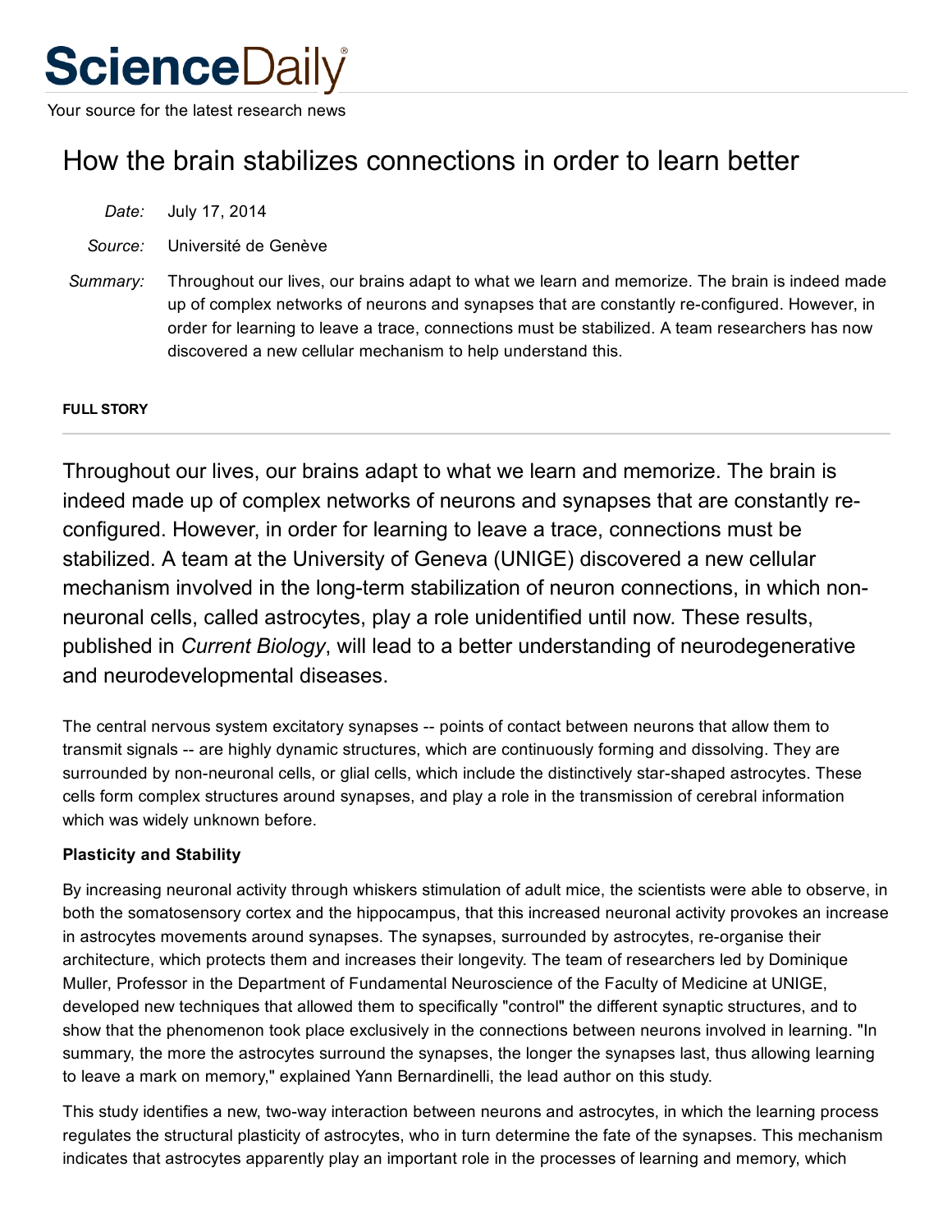# ScienceDaily

Your source for the latest research news

## How the brain stabilizes connections in order to learn better

*Date:* July 17, 2014

*Source:* Université de Genève

*Summary:* Throughout our lives, our brains adapt to what we learn and memorize. The brain is indeed made up of complex networks of neurons and synapses that are constantly re-configured. However, in order for learning to leave a trace, connections must be stabilized. A team researchers has now discovered a new cellular mechanism to help understand this.

**FULL STORY**

Throughout our lives, our brains adapt to what we learn and memorize. The brain is indeed made up of complex networks of neurons and synapses that are constantly re-configured. However, in order for learning to leave a trace, connections must be stabilized. A team at the University of Geneva (UNIGE) discovered a new cellular mechanism involved in the long-term stabilization of neuron connections, in which non-neuronal cells, called astrocytes, play a role unidentified until now. These results, published in *Current Biology*, will lead to a better understanding of neurodegenerative and neurodevelopmental diseases.

The central nervous system excitatory synapses -- points of contact between neurons that allow them to transmit signals -- are highly dynamic structures, which are continuously forming and dissolving. They are surrounded by non-neuronal cells, or glial cells, which include the distinctively star-shaped astrocytes. These cells form complex structures around synapses, and play a role in the transmission of cerebral information which was widely unknown before.

**Plasticity and Stability**

By increasing neuronal activity through whiskers stimulation of adult mice, the scientists were able to observe, in both the somatosensory cortex and the hippocampus, that this increased neuronal activity provokes an increase in astrocytes movements around synapses. The synapses, surrounded by astrocytes, re-organise their architecture, which protects them and increases their longevity. The team of researchers led by Dominique Muller, Professor in the Department of Fundamental Neuroscience of the Faculty of Medicine at UNIGE, developed new techniques that allowed them to specifically "control" the different synaptic structures, and to show that the phenomenon took place exclusively in the connections between neurons involved in learning. "In summary, the more the astrocytes surround the synapses, the longer the synapses last, thus allowing learning to leave a mark on memory," explained Yann Bernardinelli, the lead author on this study.

This study identifies a new, two-way interaction between neurons and astrocytes, in which the learning process regulates the structural plasticity of astrocytes, who in turn determine the fate of the synapses. This mechanism indicates that astrocytes apparently play an important role in the processes of learning and memory, which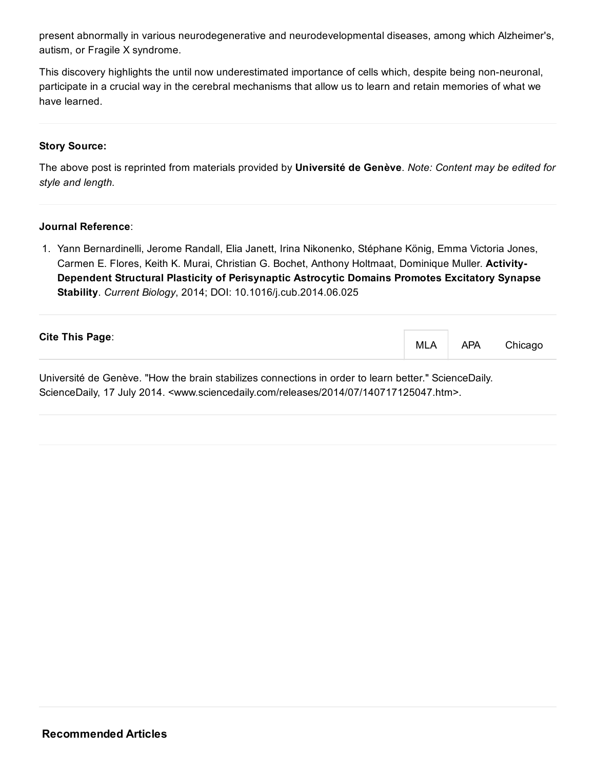present abnormally in various neurodegenerative and neurodevelopmental diseases, among which Alzheimer's, autism, or Fragile X syndrome.

This discovery highlights the until now underestimated importance of cells which, despite being non-neuronal, participate in a crucial way in the cerebral mechanisms that allow us to learn and retain memories of what we have learned.

---

**Story Source:**

The above post is reprinted from materials provided by **Université de Genève**. *Note: Content may be edited for style and length.*

---

**Journal Reference**:

1. Yann Bernardinelli, Jerome Randall, Elia Janett, Irina Nikonenko, Stéphane König, Emma Victoria Jones, Carmen E. Flores, Keith K. Murai, Christian G. Bochet, Anthony Holtmaat, Dominique Muller. **Activity-Dependent Structural Plasticity of Perisynaptic Astrocytic Domains Promotes Excitatory Synapse Stability**. *Current Biology*, 2014; DOI: 10.1016/j.cub.2014.06.025

---

**Cite This Page**:

MLA APA Chicago

Université de Genève. "How the brain stabilizes connections in order to learn better." ScienceDaily. ScienceDaily, 17 July 2014. <www.sciencedaily.com/releases/2014/07/140717125047.htm>.

---

**Recommended Articles**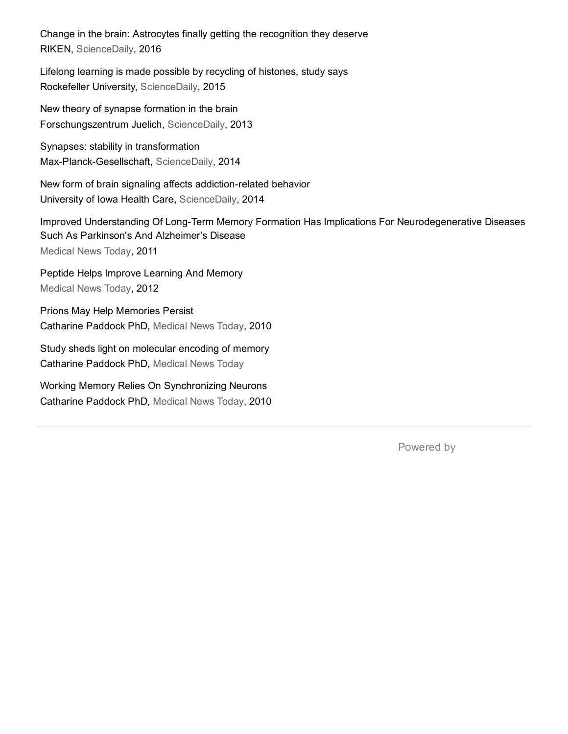Change in the brain: Astrocytes finally getting the recognition they deserve
RIKEN, ScienceDaily, 2016

Lifelong learning is made possible by recycling of histones, study says
Rockefeller University, ScienceDaily, 2015

New theory of synapse formation in the brain
Forschungszentrum Juelich, ScienceDaily, 2013

Synapses: stability in transformation
Max-Planck-Gesellschaft, ScienceDaily, 2014

New form of brain signaling affects addiction-related behavior
University of Iowa Health Care, ScienceDaily, 2014

Improved Understanding Of Long-Term Memory Formation Has Implications For Neurodegenerative Diseases Such As Parkinson's And Alzheimer's Disease
Medical News Today, 2011

Peptide Helps Improve Learning And Memory
Medical News Today, 2012

Prions May Help Memories Persist
Catharine Paddock PhD, Medical News Today, 2010

Study sheds light on molecular encoding of memory
Catharine Paddock PhD, Medical News Today

Working Memory Relies On Synchronizing Neurons
Catharine Paddock PhD, Medical News Today, 2010

Powered by